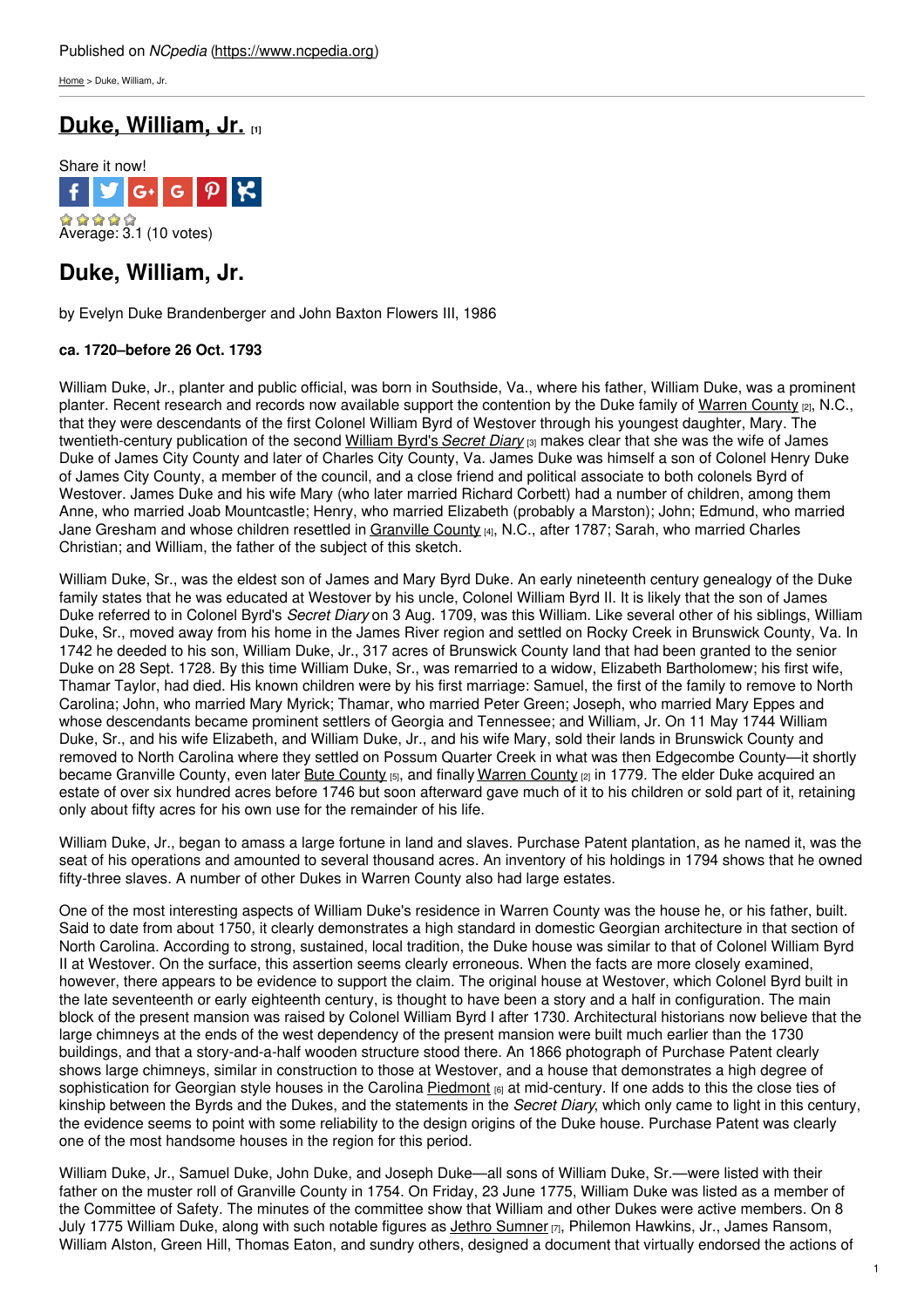Published on *NCpedia* (https://www.ncpedia.org)

Home > Duke, William, Jr.

# Duke, William, Jr. [1]

Share it now!

Average: 3.1 (10 votes)

## Duke, William, Jr.

by Evelyn Duke Brandenberger and John Baxton Flowers III, 1986

**ca. 1720–before 26 Oct. 1793**

William Duke, Jr., planter and public official, was born in Southside, Va., where his father, William Duke, was a prominent planter. Recent research and records now available support the contention by the Duke family of Warren County [2], N.C., that they were descendants of the first Colonel William Byrd of Westover through his youngest daughter, Mary. The twentieth-century publication of the second William Byrd's *Secret Diary* [3] makes clear that she was the wife of James Duke of James City County and later of Charles City County, Va. James Duke was himself a son of Colonel Henry Duke of James City County, a member of the council, and a close friend and political associate to both colonels Byrd of Westover. James Duke and his wife Mary (who later married Richard Corbett) had a number of children, among them Anne, who married Joab Mountcastle; Henry, who married Elizabeth (probably a Marston); John; Edmund, who married Jane Gresham and whose children resettled in Granville County [4], N.C., after 1787; Sarah, who married Charles Christian; and William, the father of the subject of this sketch.

William Duke, Sr., was the eldest son of James and Mary Byrd Duke. An early nineteenth century genealogy of the Duke family states that he was educated at Westover by his uncle, Colonel William Byrd II. It is likely that the son of James Duke referred to in Colonel Byrd's *Secret Diary* on 3 Aug. 1709, was this William. Like several other of his siblings, William Duke, Sr., moved away from his home in the James River region and settled on Rocky Creek in Brunswick County, Va. In 1742 he deeded to his son, William Duke, Jr., 317 acres of Brunswick County land that had been granted to the senior Duke on 28 Sept. 1728. By this time William Duke, Sr., was remarried to a widow, Elizabeth Bartholomew; his first wife, Thamar Taylor, had died. His known children were by his first marriage: Samuel, the first of the family to remove to North Carolina; John, who married Mary Myrick; Thamar, who married Peter Green; Joseph, who married Mary Eppes and whose descendants became prominent settlers of Georgia and Tennessee; and William, Jr. On 11 May 1744 William Duke, Sr., and his wife Elizabeth, and William Duke, Jr., and his wife Mary, sold their lands in Brunswick County and removed to North Carolina where they settled on Possum Quarter Creek in what was then Edgecombe County—it shortly became Granville County, even later Bute County [5], and finally Warren County [2] in 1779. The elder Duke acquired an estate of over six hundred acres before 1746 but soon afterward gave much of it to his children or sold part of it, retaining only about fifty acres for his own use for the remainder of his life.

William Duke, Jr., began to amass a large fortune in land and slaves. Purchase Patent plantation, as he named it, was the seat of his operations and amounted to several thousand acres. An inventory of his holdings in 1794 shows that he owned fifty-three slaves. A number of other Dukes in Warren County also had large estates.

One of the most interesting aspects of William Duke's residence in Warren County was the house he, or his father, built. Said to date from about 1750, it clearly demonstrates a high standard in domestic Georgian architecture in that section of North Carolina. According to strong, sustained, local tradition, the Duke house was similar to that of Colonel William Byrd II at Westover. On the surface, this assertion seems clearly erroneous. When the facts are more closely examined, however, there appears to be evidence to support the claim. The original house at Westover, which Colonel Byrd built in the late seventeenth or early eighteenth century, is thought to have been a story and a half in configuration. The main block of the present mansion was raised by Colonel William Byrd I after 1730. Architectural historians now believe that the large chimneys at the ends of the west dependency of the present mansion were built much earlier than the 1730 buildings, and that a story-and-a-half wooden structure stood there. An 1866 photograph of Purchase Patent clearly shows large chimneys, similar in construction to those at Westover, and a house that demonstrates a high degree of sophistication for Georgian style houses in the Carolina Piedmont [6] at mid-century. If one adds to this the close ties of kinship between the Byrds and the Dukes, and the statements in the *Secret Diary*, which only came to light in this century, the evidence seems to point with some reliability to the design origins of the Duke house. Purchase Patent was clearly one of the most handsome houses in the region for this period.

William Duke, Jr., Samuel Duke, John Duke, and Joseph Duke—all sons of William Duke, Sr.—were listed with their father on the muster roll of Granville County in 1754. On Friday, 23 June 1775, William Duke was listed as a member of the Committee of Safety. The minutes of the committee show that William and other Dukes were active members. On 8 July 1775 William Duke, along with such notable figures as Jethro Sumner [7], Philemon Hawkins, Jr., James Ransom, William Alston, Green Hill, Thomas Eaton, and sundry others, designed a document that virtually endorsed the actions of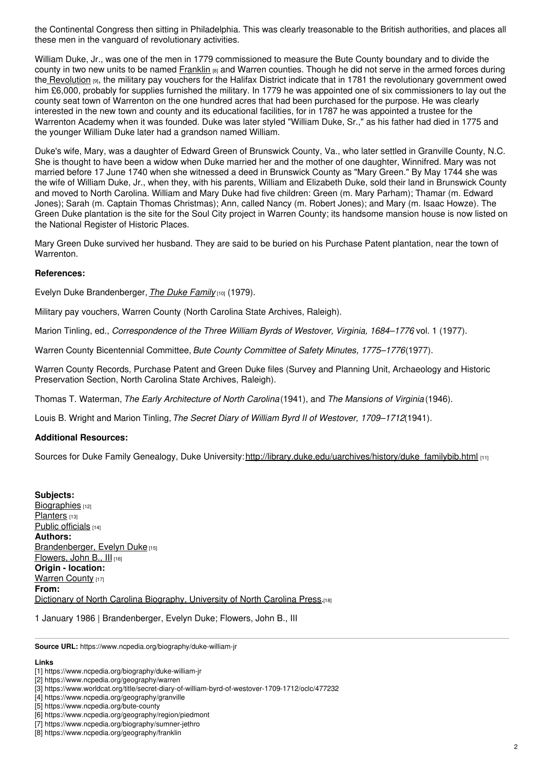the Continental Congress then sitting in Philadelphia. This was clearly treasonable to the British authorities, and places all these men in the vanguard of revolutionary activities.

William Duke, Jr., was one of the men in 1779 commissioned to measure the Bute County boundary and to divide the county in two new units to be named Franklin [8] and Warren counties. Though he did not serve in the armed forces during the Revolution [9], the military pay vouchers for the Halifax District indicate that in 1781 the revolutionary government owed him £6,000, probably for supplies furnished the military. In 1779 he was appointed one of six commissioners to lay out the county seat town of Warrenton on the one hundred acres that had been purchased for the purpose. He was clearly interested in the new town and county and its educational facilities, for in 1787 he was appointed a trustee for the Warrenton Academy when it was founded. Duke was later styled "William Duke, Sr.," as his father had died in 1775 and the younger William Duke later had a grandson named William.

Duke's wife, Mary, was a daughter of Edward Green of Brunswick County, Va., who later settled in Granville County, N.C. She is thought to have been a widow when Duke married her and the mother of one daughter, Winnifred. Mary was not married before 17 June 1740 when she witnessed a deed in Brunswick County as "Mary Green." By May 1744 she was the wife of William Duke, Jr., when they, with his parents, William and Elizabeth Duke, sold their land in Brunswick County and moved to North Carolina. William and Mary Duke had five children: Green (m. Mary Parham); Thamar (m. Edward Jones); Sarah (m. Captain Thomas Christmas); Ann, called Nancy (m. Robert Jones); and Mary (m. Isaac Howze). The Green Duke plantation is the site for the Soul City project in Warren County; its handsome mansion house is now listed on the National Register of Historic Places.

Mary Green Duke survived her husband. They are said to be buried on his Purchase Patent plantation, near the town of Warrenton.

**References:**

Evelyn Duke Brandenberger, *The Duke Family* [10] (1979).

Military pay vouchers, Warren County (North Carolina State Archives, Raleigh).

Marion Tinling, ed., *Correspondence of the Three William Byrds of Westover, Virginia, 1684–1776*, vol. 1 (1977).

Warren County Bicentennial Committee, *Bute County Committee of Safety Minutes, 1775–1776* (1977).

Warren County Records, Purchase Patent and Green Duke files (Survey and Planning Unit, Archaeology and Historic Preservation Section, North Carolina State Archives, Raleigh).

Thomas T. Waterman, *The Early Architecture of North Carolina* (1941), and *The Mansions of Virginia* (1946).

Louis B. Wright and Marion Tinling, *The Secret Diary of William Byrd II of Westover, 1709–1712* (1941).

**Additional Resources:**

Sources for Duke Family Genealogy, Duke University: http://library.duke.edu/uarchives/history/duke_familybib.html [11]

**Subjects:**
Biographies [12]
Planters [13]
Public officials [14]
**Authors:**
Brandenberger, Evelyn Duke [15]
Flowers, John B., III [16]
**Origin - location:**
Warren County [17]
**From:**
Dictionary of North Carolina Biography, University of North Carolina Press. [18]

1 January 1986 | Brandenberger, Evelyn Duke; Flowers, John B., III

**Source URL:** https://www.ncpedia.org/biography/duke-william-jr

**Links**
[1] https://www.ncpedia.org/biography/duke-william-jr
[2] https://www.ncpedia.org/geography/warren
[3] https://www.worldcat.org/title/secret-diary-of-william-byrd-of-westover-1709-1712/oclc/477232
[4] https://www.ncpedia.org/geography/granville
[5] https://www.ncpedia.org/bute-county
[6] https://www.ncpedia.org/geography/region/piedmont
[7] https://www.ncpedia.org/biography/sumner-jethro
[8] https://www.ncpedia.org/geography/franklin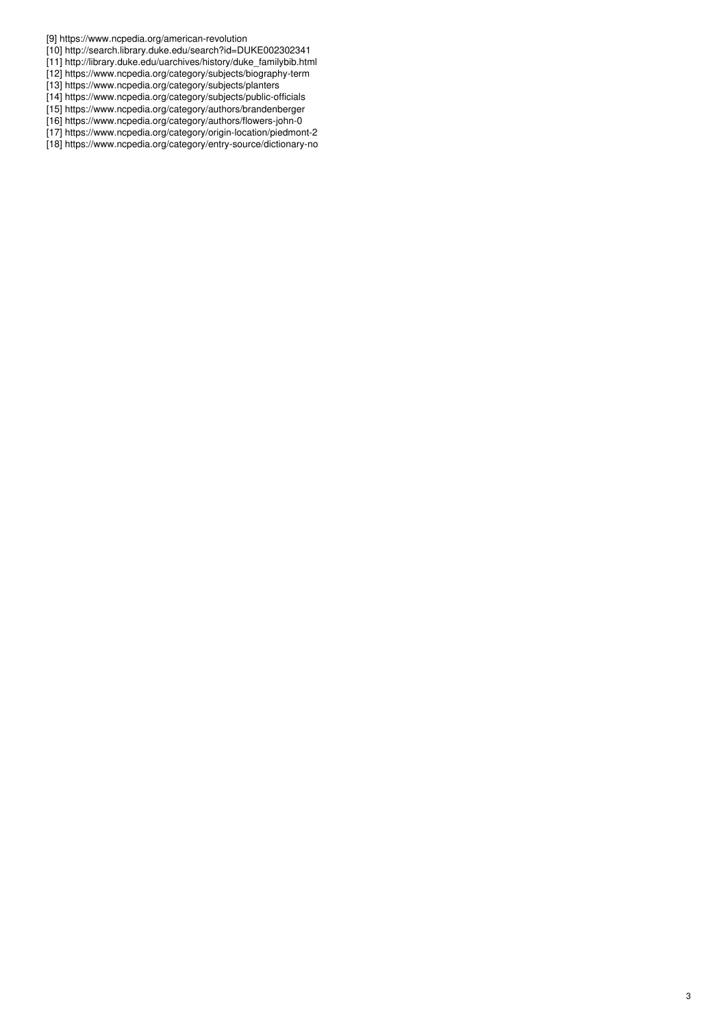[9] https://www.ncpedia.org/american-revolution
[10] http://search.library.duke.edu/search?id=DUKE002302341
[11] http://library.duke.edu/uarchives/history/duke_familybib.html
[12] https://www.ncpedia.org/category/subjects/biography-term
[13] https://www.ncpedia.org/category/subjects/planters
[14] https://www.ncpedia.org/category/subjects/public-officials
[15] https://www.ncpedia.org/category/authors/brandenberger
[16] https://www.ncpedia.org/category/authors/flowers-john-0
[17] https://www.ncpedia.org/category/origin-location/piedmont-2
[18] https://www.ncpedia.org/category/entry-source/dictionary-no